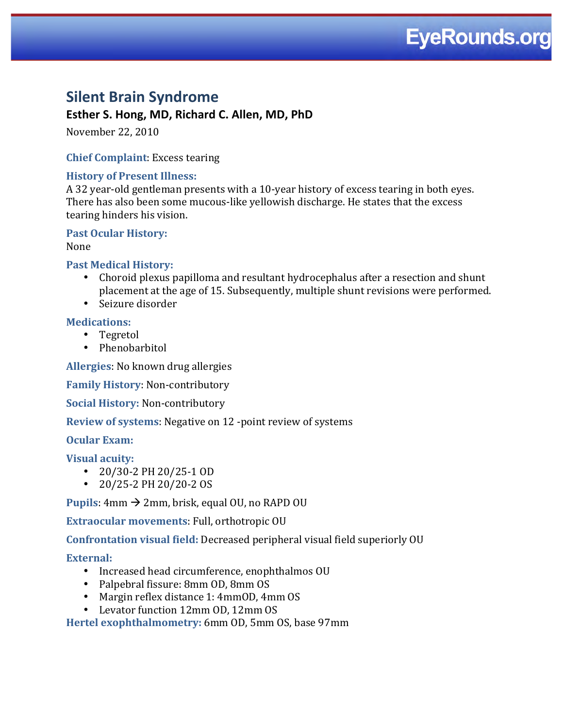# Silent Brain Syndrome

**Esther S. Hong, MD, Richard C. Allen, MD, PhD**

November 22, 2010

**Chief Complaint**: Excess tearing

**History of Present Illness:**
A 32 year-old gentleman presents with a 10-year history of excess tearing in both eyes. There has also been some mucous-like yellowish discharge. He states that the excess tearing hinders his vision.

**Past Ocular History:**
None

**Past Medical History:**

- Choroid plexus papilloma and resultant hydrocephalus after a resection and shunt placement at the age of 15. Subsequently, multiple shunt revisions were performed.
- Seizure disorder

**Medications:**

- Tegretol
- Phenobarbitol

**Allergies**: No known drug allergies

**Family History**: Non-contributory

**Social History:** Non-contributory

**Review of systems**: Negative on 12 -point review of systems

**Ocular Exam:**

**Visual acuity:**

- 20/30-2 PH 20/25-1 OD
- 20/25-2 PH 20/20-2 OS

**Pupils**: 4mm → 2mm, brisk, equal OU, no RAPD OU

**Extraocular movements**: Full, orthotropic OU

**Confrontation visual field:** Decreased peripheral visual field superiorly OU

**External:**

- Increased head circumference, enophthalmos OU
- Palpebral fissure: 8mm OD, 8mm OS
- Margin reflex distance 1: 4mmOD, 4mm OS
- Levator function 12mm OD, 12mm OS

**Hertel exophthalmometry:** 6mm OD, 5mm OS, base 97mm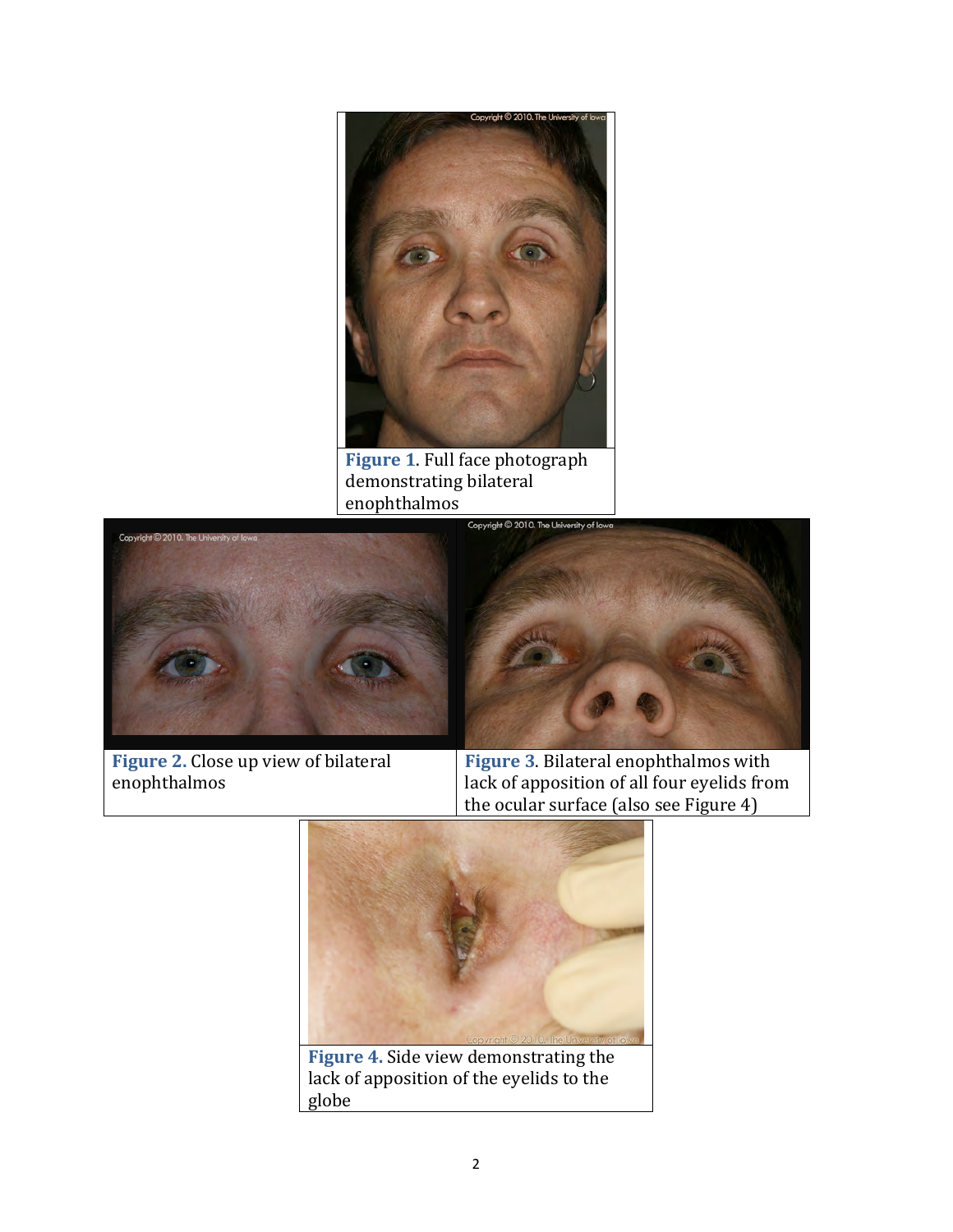**Figure 1**. Full face photograph demonstrating bilateral enophthalmos

**Figure 2.** Close up view of bilateral enophthalmos

**Figure 3**. Bilateral enophthalmos with lack of apposition of all four eyelids from the ocular surface (also see Figure 4)

**Figure 4.** Side view demonstrating the lack of apposition of the eyelids to the globe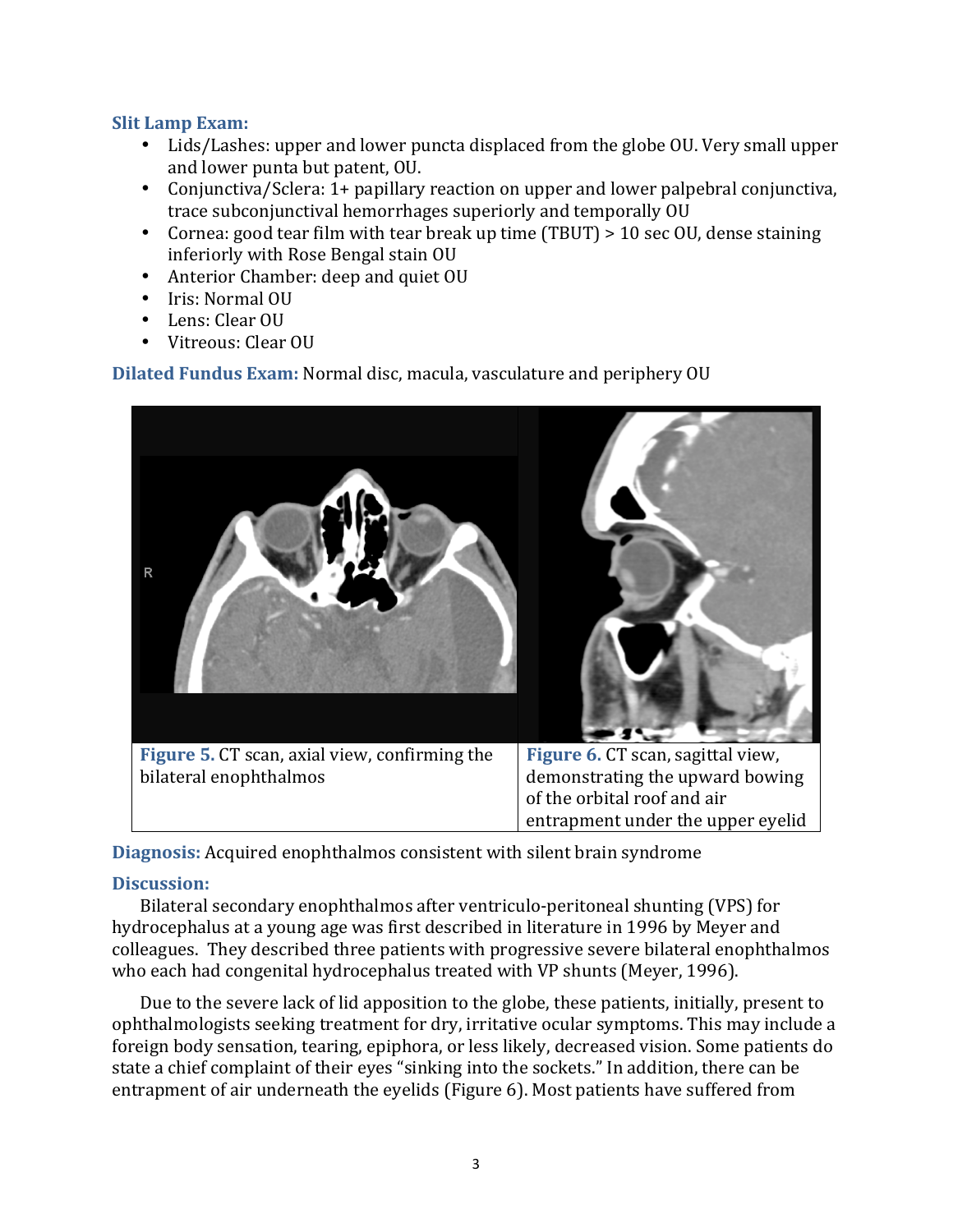**Slit Lamp Exam:**

- Lids/Lashes: upper and lower puncta displaced from the globe OU. Very small upper and lower punta but patent, OU.
- Conjunctiva/Sclera: 1+ papillary reaction on upper and lower palpebral conjunctiva, trace subconjunctival hemorrhages superiorly and temporally OU
- Cornea: good tear film with tear break up time (TBUT) > 10 sec OU, dense staining inferiorly with Rose Bengal stain OU
- Anterior Chamber: deep and quiet OU
- Iris: Normal OU
- Lens: Clear OU
- Vitreous: Clear OU

**Dilated Fundus Exam:** Normal disc, macula, vasculature and periphery OU

**Figure 5.** CT scan, axial view, confirming the bilateral enophthalmos

**Figure 6.** CT scan, sagittal view, demonstrating the upward bowing of the orbital roof and air entrapment under the upper eyelid

**Diagnosis:** Acquired enophthalmos consistent with silent brain syndrome

**Discussion:**

Bilateral secondary enophthalmos after ventriculo-peritoneal shunting (VPS) for hydrocephalus at a young age was first described in literature in 1996 by Meyer and colleagues. They described three patients with progressive severe bilateral enophthalmos who each had congenital hydrocephalus treated with VP shunts (Meyer, 1996).

Due to the severe lack of lid apposition to the globe, these patients, initially, present to ophthalmologists seeking treatment for dry, irritative ocular symptoms. This may include a foreign body sensation, tearing, epiphora, or less likely, decreased vision. Some patients do state a chief complaint of their eyes "sinking into the sockets." In addition, there can be entrapment of air underneath the eyelids (Figure 6). Most patients have suffered from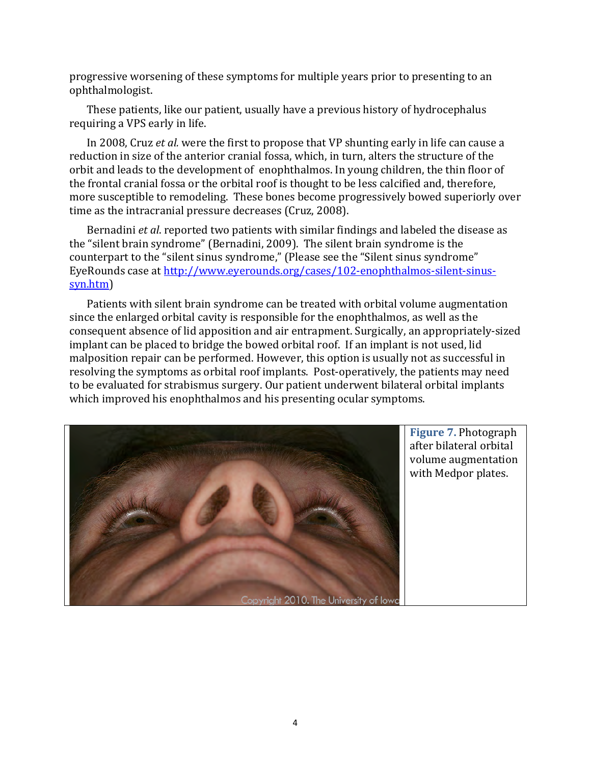progressive worsening of these symptoms for multiple years prior to presenting to an ophthalmologist.

These patients, like our patient, usually have a previous history of hydrocephalus requiring a VPS early in life.

In 2008, Cruz *et al.* were the first to propose that VP shunting early in life can cause a reduction in size of the anterior cranial fossa, which, in turn, alters the structure of the orbit and leads to the development of enophthalmos. In young children, the thin floor of the frontal cranial fossa or the orbital roof is thought to be less calcified and, therefore, more susceptible to remodeling. These bones become progressively bowed superiorly over time as the intracranial pressure decreases (Cruz, 2008).

Bernadini *et al*. reported two patients with similar findings and labeled the disease as the "silent brain syndrome" (Bernadini, 2009). The silent brain syndrome is the counterpart to the "silent sinus syndrome," (Please see the "Silent sinus syndrome" EyeRounds case at [http://www.eyerounds.org/cases/102-enophthalmos-silent-sinus-syn.htm](http://www.eyerounds.org/cases/102-enophthalmos-silent-sinus-syn.htm))

Patients with silent brain syndrome can be treated with orbital volume augmentation since the enlarged orbital cavity is responsible for the enophthalmos, as well as the consequent absence of lid apposition and air entrapment. Surgically, an appropriately-sized implant can be placed to bridge the bowed orbital roof. If an implant is not used, lid malposition repair can be performed. However, this option is usually not as successful in resolving the symptoms as orbital roof implants. Post-operatively, the patients may need to be evaluated for strabismus surgery. Our patient underwent bilateral orbital implants which improved his enophthalmos and his presenting ocular symptoms.

**Figure 7.** Photograph after bilateral orbital volume augmentation with Medpor plates.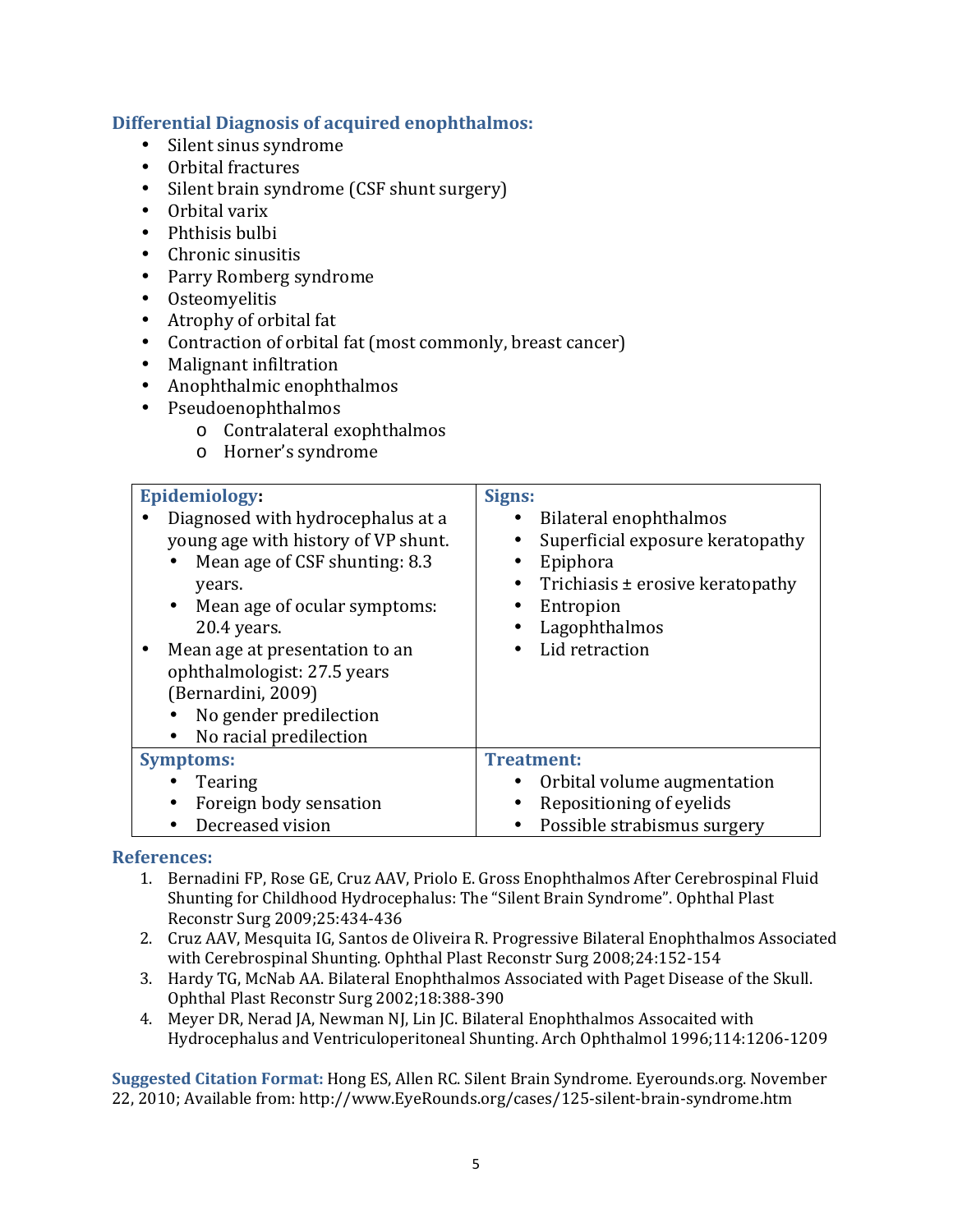### Differential Diagnosis of acquired enophthalmos:

- Silent sinus syndrome
- Orbital fractures
- Silent brain syndrome (CSF shunt surgery)
- Orbital varix
- Phthisis bulbi
- Chronic sinusitis
- Parry Romberg syndrome
- Osteomyelitis
- Atrophy of orbital fat
- Contraction of orbital fat (most commonly, breast cancer)
- Malignant infiltration
- Anophthalmic enophthalmos
- Pseudoenophthalmos
  - Contralateral exophthalmos
  - Horner's syndrome

| | |
|---|---|
| **Epidemiology:**<br>• Diagnosed with hydrocephalus at a young age with history of VP shunt.<br>&nbsp;&nbsp;• Mean age of CSF shunting: 8.3 years.<br>&nbsp;&nbsp;• Mean age of ocular symptoms: 20.4 years.<br>• Mean age at presentation to an ophthalmologist: 27.5 years (Bernardini, 2009)<br>&nbsp;&nbsp;• No gender predilection<br>&nbsp;&nbsp;• No racial predilection | **Signs:**<br>• Bilateral enophthalmos<br>• Superficial exposure keratopathy<br>• Epiphora<br>• Trichiasis ± erosive keratopathy<br>• Entropion<br>• Lagophthalmos<br>• Lid retraction |
| **Symptoms:**<br>• Tearing<br>• Foreign body sensation<br>• Decreased vision | **Treatment:**<br>• Orbital volume augmentation<br>• Repositioning of eyelids<br>• Possible strabismus surgery |

### References:

1. Bernadini FP, Rose GE, Cruz AAV, Priolo E. Gross Enophthalmos After Cerebrospinal Fluid Shunting for Childhood Hydrocephalus: The "Silent Brain Syndrome". Ophthal Plast Reconstr Surg 2009;25:434-436
2. Cruz AAV, Mesquita IG, Santos de Oliveira R. Progressive Bilateral Enophthalmos Associated with Cerebrospinal Shunting. Ophthal Plast Reconstr Surg 2008;24:152-154
3. Hardy TG, McNab AA. Bilateral Enophthalmos Associated with Paget Disease of the Skull. Ophthal Plast Reconstr Surg 2002;18:388-390
4. Meyer DR, Nerad JA, Newman NJ, Lin JC. Bilateral Enophthalmos Assocaited with Hydrocephalus and Ventriculoperitoneal Shunting. Arch Ophthalmol 1996;114:1206-1209

**Suggested Citation Format:** Hong ES, Allen RC. Silent Brain Syndrome. Eyerounds.org. November 22, 2010; Available from: http://www.EyeRounds.org/cases/125-silent-brain-syndrome.htm